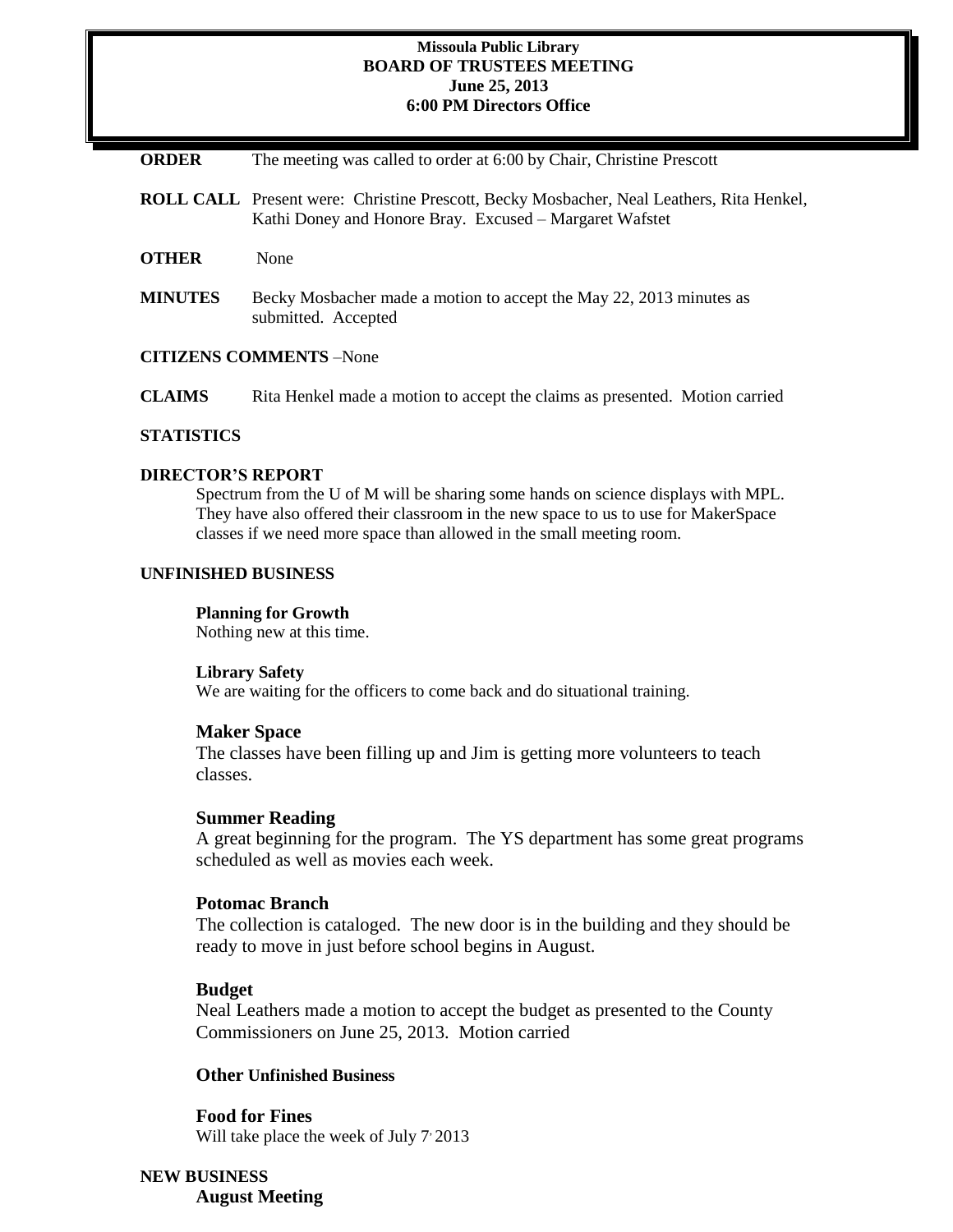**Missoula Public Library**
**BOARD OF TRUSTEES MEETING**
**June 25, 2013**
**6:00 PM Directors Office**

**ORDER** The meeting was called to order at 6:00 by Chair, Christine Prescott

**ROLL CALL** Present were: Christine Prescott, Becky Mosbacher, Neal Leathers, Rita Henkel, Kathi Doney and Honore Bray. Excused – Margaret Wafstet

**OTHER** None

**MINUTES** Becky Mosbacher made a motion to accept the May 22, 2013 minutes as submitted. Accepted

**CITIZENS COMMENTS** –None

**CLAIMS** Rita Henkel made a motion to accept the claims as presented. Motion carried

**STATISTICS**

**DIRECTOR'S REPORT**

Spectrum from the U of M will be sharing some hands on science displays with MPL. They have also offered their classroom in the new space to us to use for MakerSpace classes if we need more space than allowed in the small meeting room.

**UNFINISHED BUSINESS**

**Planning for Growth**
Nothing new at this time.

**Library Safety**
We are waiting for the officers to come back and do situational training.

**Maker Space**
The classes have been filling up and Jim is getting more volunteers to teach classes.

**Summer Reading**
A great beginning for the program. The YS department has some great programs scheduled as well as movies each week.

**Potomac Branch**
The collection is cataloged. The new door is in the building and they should be ready to move in just before school begins in August.

**Budget**
Neal Leathers made a motion to accept the budget as presented to the County Commissioners on June 25, 2013. Motion carried

**Other Unfinished Business**

**Food for Fines**
Will take place the week of July 7, 2013

**NEW BUSINESS**

**August Meeting**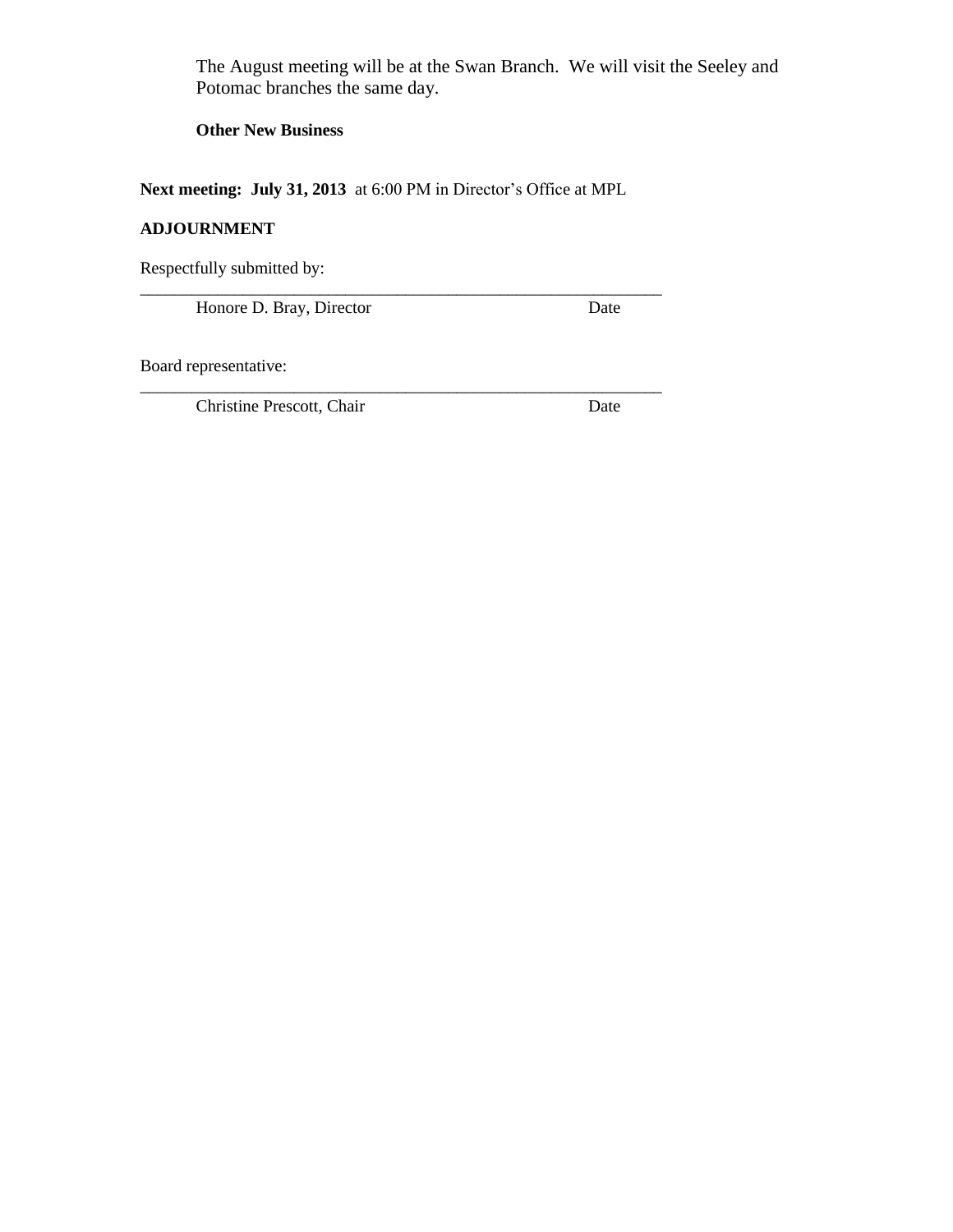The August meeting will be at the Swan Branch. We will visit the Seeley and Potomac branches the same day.

**Other New Business**

**Next meeting: July 31, 2013** at 6:00 PM in Director's Office at MPL

**ADJOURNMENT**

Respectfully submitted by:

_______________________________________________________________

Honore D. Bray, Director Date

Board representative:

_______________________________________________________________

Christine Prescott, Chair Date